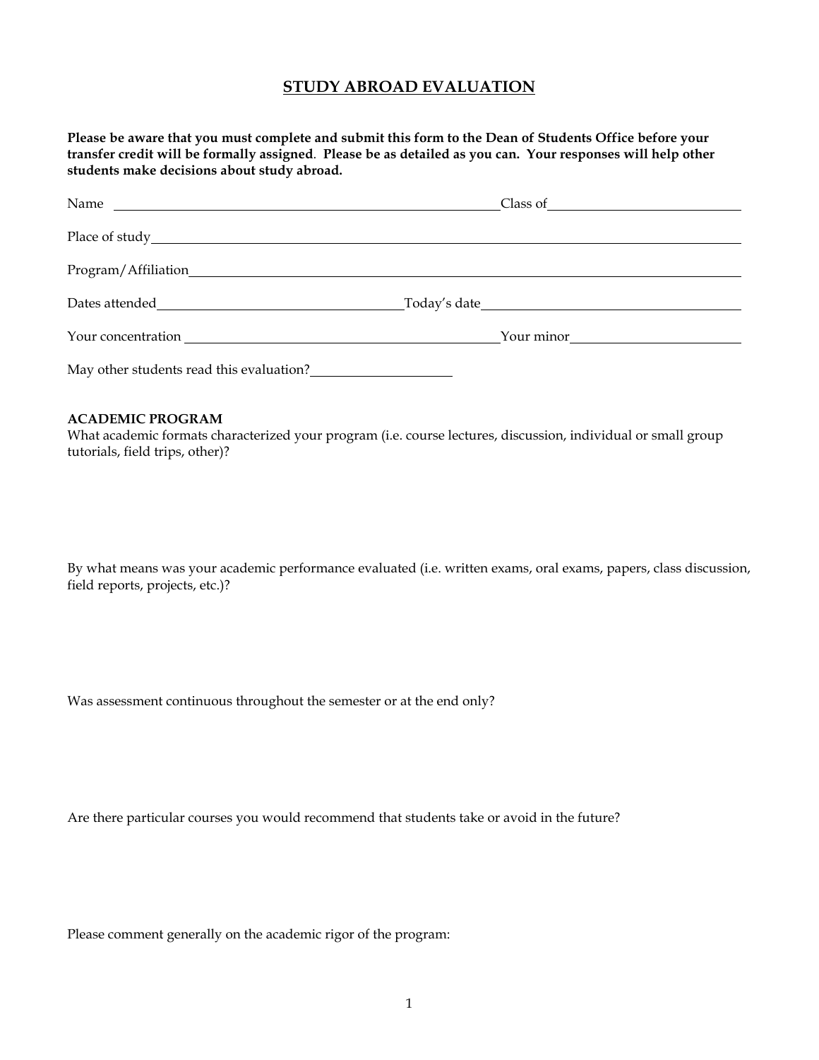# STUDY ABROAD EVALUATION

**Please be aware that you must complete and submit this form to the Dean of Students Office before your transfer credit will be formally assigned. Please be as detailed as you can. Your responses will help other students make decisions about study abroad.**

Name ______________________________ Class of ______________

Place of study ______________________________

Program/Affiliation ______________________________

Dates attended ____________________ Today's date ____________________

Your concentration ______________________ Your minor ______________

May other students read this evaluation? ____________

**ACADEMIC PROGRAM**

What academic formats characterized your program (i.e. course lectures, discussion, individual or small group tutorials, field trips, other)?

By what means was your academic performance evaluated (i.e. written exams, oral exams, papers, class discussion, field reports, projects, etc.)?

Was assessment continuous throughout the semester or at the end only?

Are there particular courses you would recommend that students take or avoid in the future?

Please comment generally on the academic rigor of the program: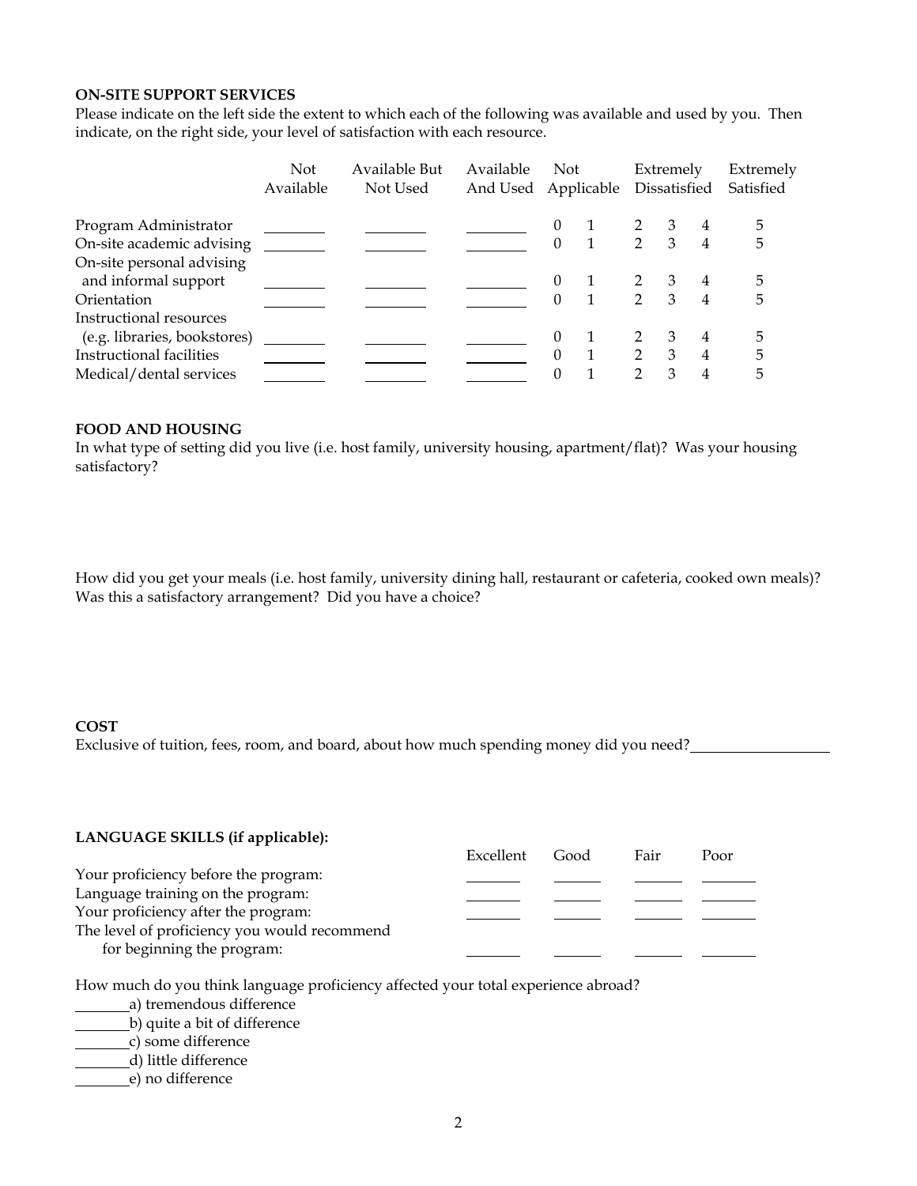**ON-SITE SUPPORT SERVICES**

Please indicate on the left side the extent to which each of the following was available and used by you. Then indicate, on the right side, your level of satisfaction with each resource.

| | Not Available | Available But Not Used | Available And Used | Not Applicable | | Extremely Dissatisfied | | | Extremely Satisfied |
|---|---|---|---|---|---|---|---|---|---|
| Program Administrator | ______ | ______ | ______ | 0 | 1 | 2 | 3 | 4 | 5 |
| On-site academic advising | ______ | ______ | ______ | 0 | 1 | 2 | 3 | 4 | 5 |
| On-site personal advising and informal support | ______ | ______ | ______ | 0 | 1 | 2 | 3 | 4 | 5 |
| Orientation | ______ | ______ | ______ | 0 | 1 | 2 | 3 | 4 | 5 |
| Instructional resources (e.g. libraries, bookstores) | ______ | ______ | ______ | 0 | 1 | 2 | 3 | 4 | 5 |
| Instructional facilities | ______ | ______ | ______ | 0 | 1 | 2 | 3 | 4 | 5 |
| Medical/dental services | ______ | ______ | ______ | 0 | 1 | 2 | 3 | 4 | 5 |

**FOOD AND HOUSING**

In what type of setting did you live (i.e. host family, university housing, apartment/flat)? Was your housing satisfactory?

How did you get your meals (i.e. host family, university dining hall, restaurant or cafeteria, cooked own meals)? Was this a satisfactory arrangement? Did you have a choice?

**COST**

Exclusive of tuition, fees, room, and board, about how much spending money did you need?__________________

**LANGUAGE SKILLS (if applicable):**

| | Excellent | Good | Fair | Poor |
|---|---|---|---|---|
| Your proficiency before the program: | ______ | ______ | ______ | ______ |
| Language training on the program: | ______ | ______ | ______ | ______ |
| Your proficiency after the program: | ______ | ______ | ______ | ______ |
| The level of proficiency you would recommend for beginning the program: | ______ | ______ | ______ | ______ |

How much do you think language proficiency affected your total experience abroad?

_______a) tremendous difference
_______b) quite a bit of difference
_______c) some difference
_______d) little difference
_______e) no difference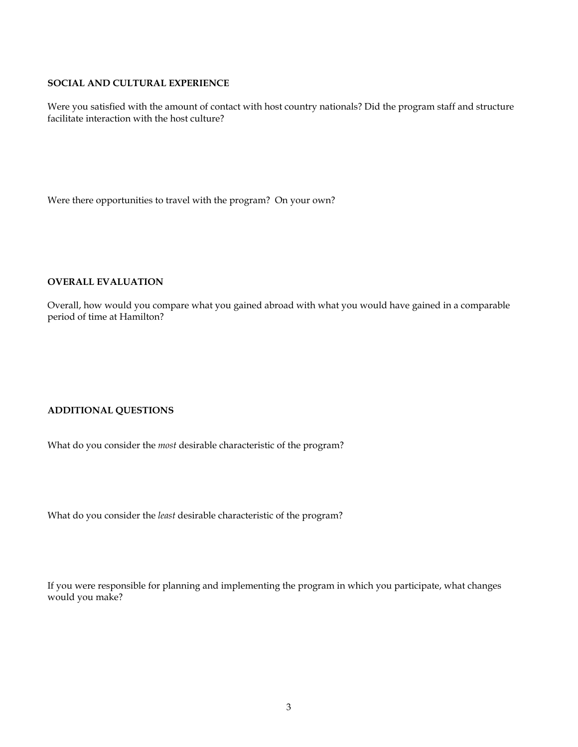**SOCIAL AND CULTURAL EXPERIENCE**

Were you satisfied with the amount of contact with host country nationals? Did the program staff and structure facilitate interaction with the host culture?

Were there opportunities to travel with the program?  On your own?

**OVERALL EVALUATION**

Overall, how would you compare what you gained abroad with what you would have gained in a comparable period of time at Hamilton?

**ADDITIONAL QUESTIONS**

What do you consider the *most* desirable characteristic of the program?

What do you consider the *least* desirable characteristic of the program?

If you were responsible for planning and implementing the program in which you participate, what changes would you make?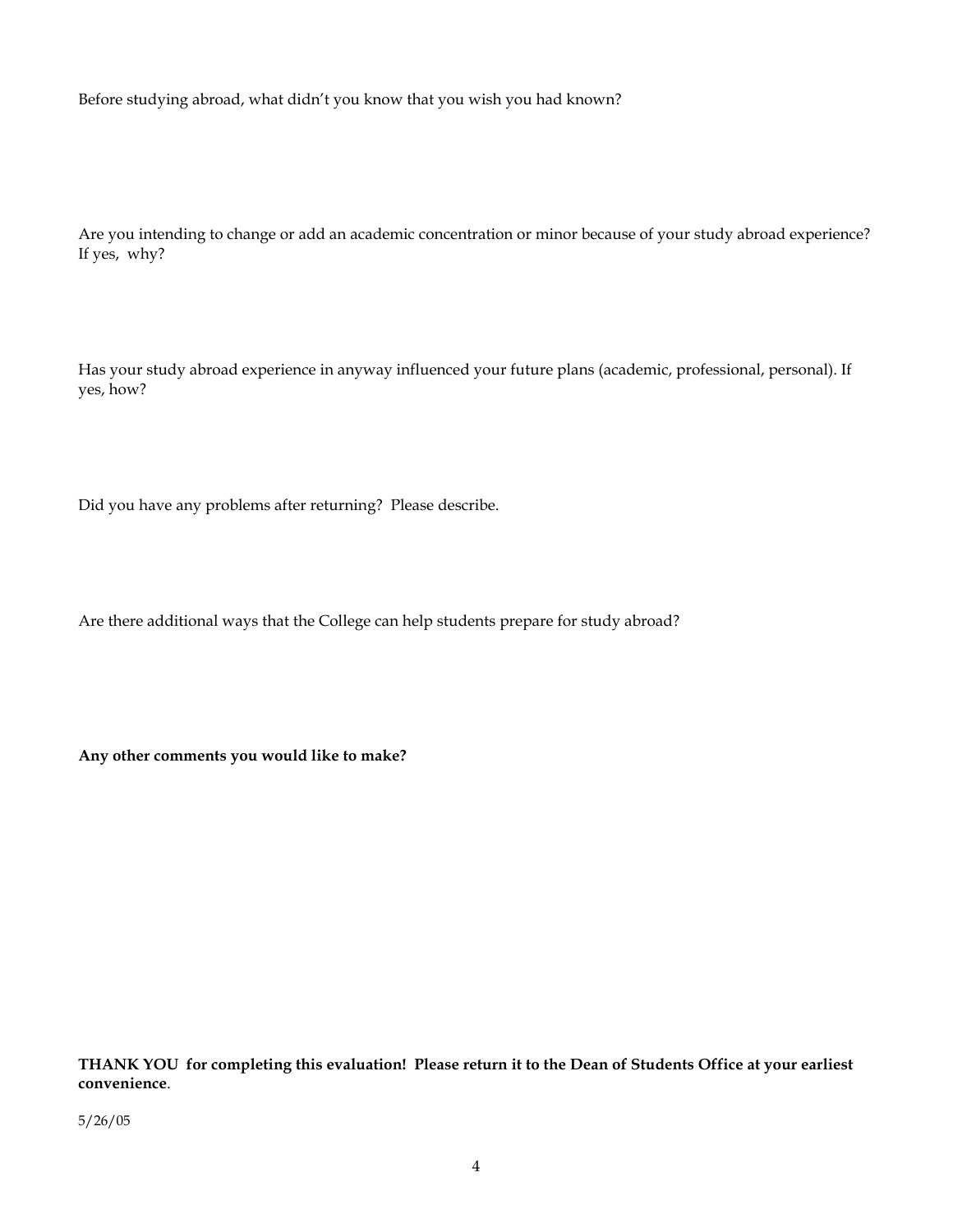Before studying abroad, what didn't you know that you wish you had known?

Are you intending to change or add an academic concentration or minor because of your study abroad experience? If yes, why?

Has your study abroad experience in anyway influenced your future plans (academic, professional, personal). If yes, how?

Did you have any problems after returning? Please describe.

Are there additional ways that the College can help students prepare for study abroad?

**Any other comments you would like to make?**

**THANK YOU for completing this evaluation! Please return it to the Dean of Students Office at your earliest convenience**.

5/26/05